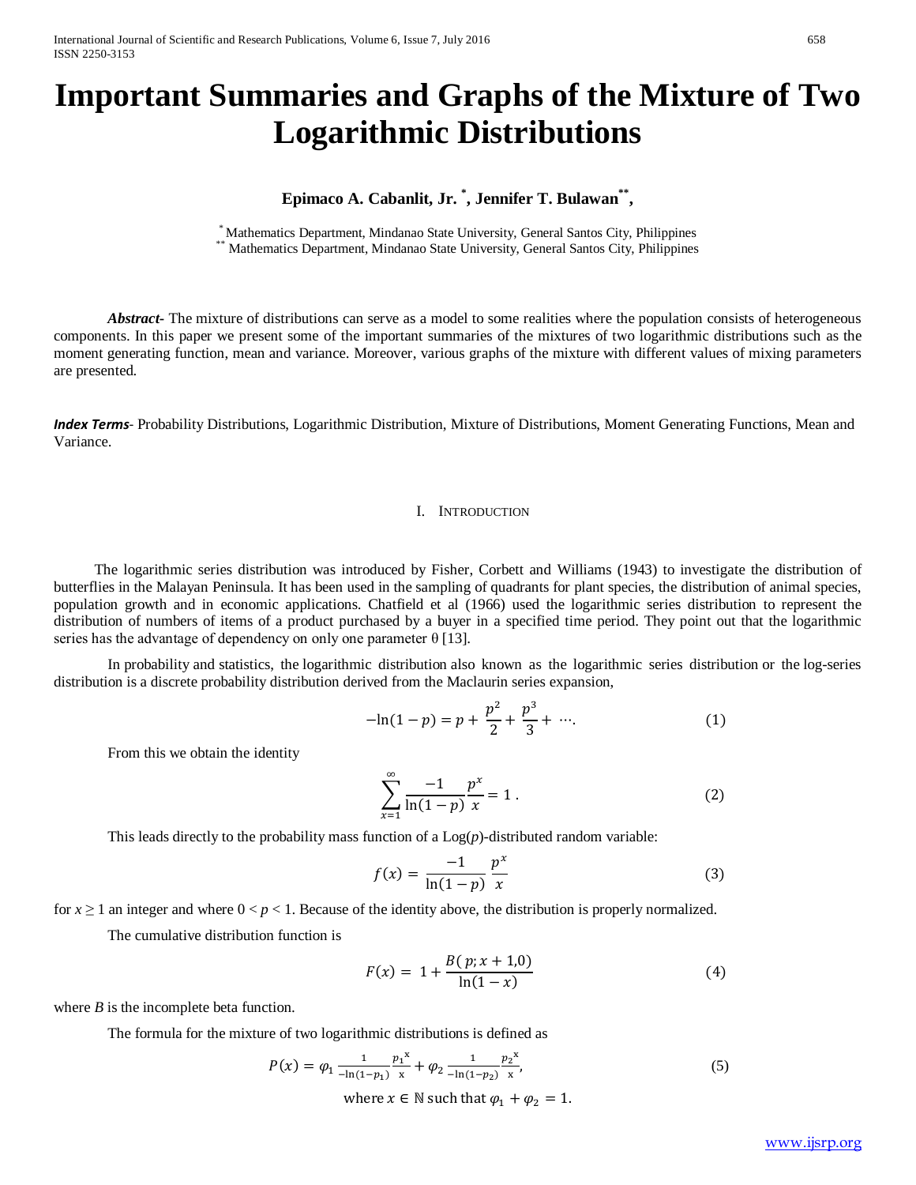# Important Summaries and Graphs of the Mixture of Two Logarithmic Distributions

**Epimaco A. Cabanlit, Jr. [*], Jennifer T. Bulawan[**],**

[*] Mathematics Department, Mindanao State University, General Santos City, Philippines
[**] Mathematics Department, Mindanao State University, General Santos City, Philippines

***Abstract-*** The mixture of distributions can serve as a model to some realities where the population consists of heterogeneous components. In this paper we present some of the important summaries of the mixtures of two logarithmic distributions such as the moment generating function, mean and variance. Moreover, various graphs of the mixture with different values of mixing parameters are presented.

***Index Terms***- Probability Distributions, Logarithmic Distribution, Mixture of Distributions, Moment Generating Functions, Mean and Variance.

## I. Introduction

The logarithmic series distribution was introduced by Fisher, Corbett and Williams (1943) to investigate the distribution of butterflies in the Malayan Peninsula. It has been used in the sampling of quadrants for plant species, the distribution of animal species, population growth and in economic applications. Chatfield et al (1966) used the logarithmic series distribution to represent the distribution of numbers of items of a product purchased by a buyer in a specified time period. They point out that the logarithmic series has the advantage of dependency on only one parameter θ [13].

In probability and statistics, the logarithmic distribution also known as the logarithmic series distribution or the log-series distribution is a discrete probability distribution derived from the Maclaurin series expansion,

$$-\ln(1-p) = p + \frac{p^2}{2} + \frac{p^3}{3} + \cdots. \tag{1}$$

From this we obtain the identity

$$\sum_{x=1}^{\infty} \frac{-1}{\ln(1-p)} \frac{p^x}{x} = 1\,. \tag{2}$$

This leads directly to the probability mass function of a Log($p$)-distributed random variable:

$$f(x) = \frac{-1}{\ln(1-p)} \frac{p^x}{x} \tag{3}$$

for $x \geq 1$ an integer and where $0 < p < 1$. Because of the identity above, the distribution is properly normalized.

The cumulative distribution function is

$$F(x) = 1 + \frac{B(p; x+1, 0)}{\ln(1-x)} \tag{4}$$

where $B$ is the incomplete beta function.

The formula for the mixture of two logarithmic distributions is defined as

$$P(x) = \varphi_1 \frac{1}{-\ln(1-p_1)} \frac{{p_1}^x}{x} + \varphi_2 \frac{1}{-\ln(1-p_2)} \frac{{p_2}^x}{x}, \tag{5}$$

where $x \in \mathbb{N}$ such that $\varphi_1 + \varphi_2 = 1$.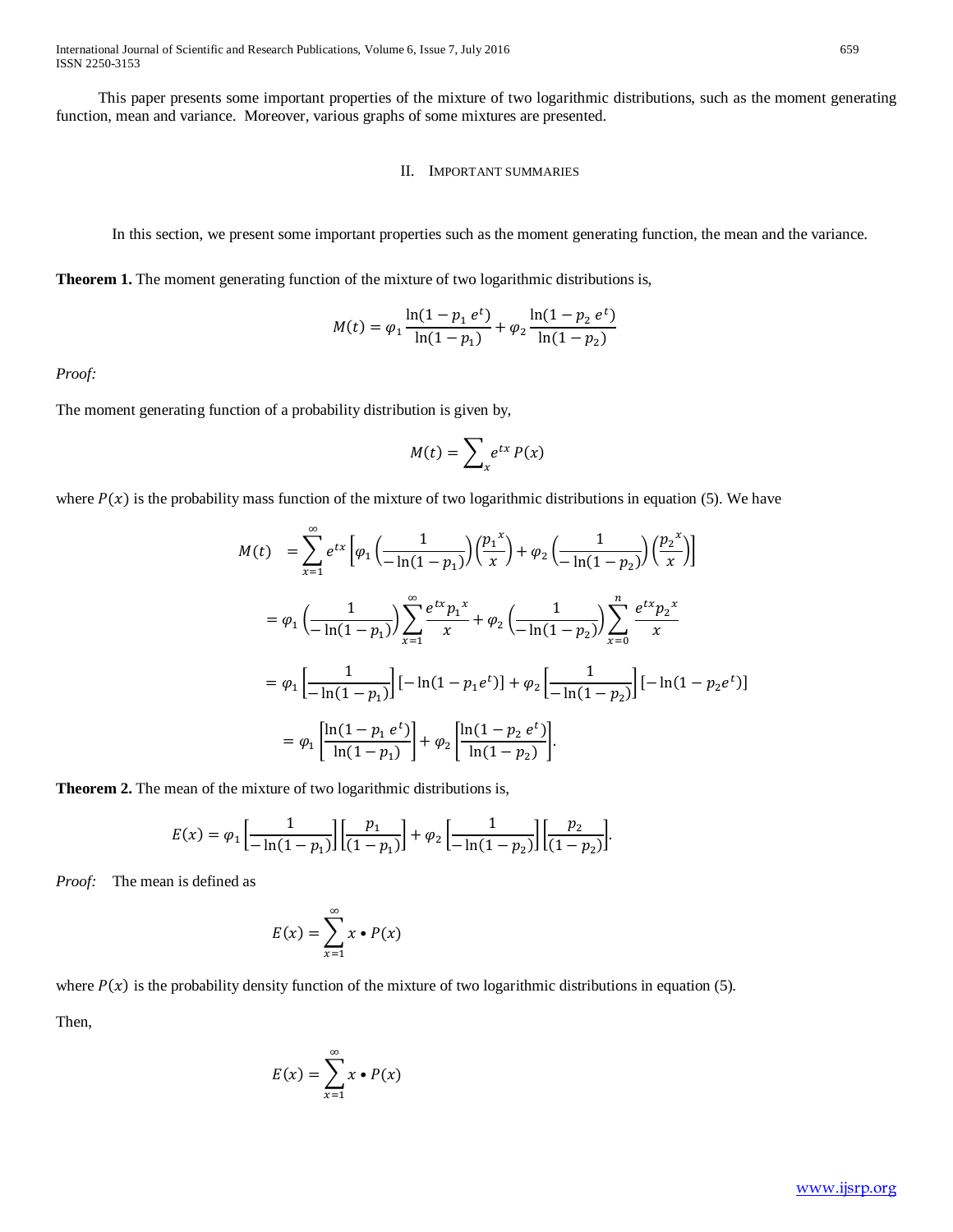This paper presents some important properties of the mixture of two logarithmic distributions, such as the moment generating function, mean and variance. Moreover, various graphs of some mixtures are presented.

## II. Important Summaries

In this section, we present some important properties such as the moment generating function, the mean and the variance.

**Theorem 1.** The moment generating function of the mixture of two logarithmic distributions is,

$$M(t) = \varphi_1 \frac{\ln(1 - p_1\, e^t)}{\ln(1 - p_1)} + \varphi_2 \frac{\ln(1 - p_2\, e^t)}{\ln(1 - p_2)}$$

*Proof:*

The moment generating function of a probability distribution is given by,

$$M(t) = \sum_x e^{tx}\, P(x)$$

where $P(x)$ is the probability mass function of the mixture of two logarithmic distributions in equation (5). We have

$$\begin{aligned}
M(t) &= \sum_{x=1}^{\infty} e^{tx} \left[ \varphi_1 \left( \frac{1}{-\ln(1 - p_1)} \right) \left( \frac{{p_1}^x}{x} \right) + \varphi_2 \left( \frac{1}{-\ln(1 - p_2)} \right) \left( \frac{{p_2}^x}{x} \right) \right] \\
&= \varphi_1 \left( \frac{1}{-\ln(1 - p_1)} \right) \sum_{x=1}^{\infty} \frac{e^{tx} {p_1}^x}{x} + \varphi_2 \left( \frac{1}{-\ln(1 - p_2)} \right) \sum_{x=0}^{n} \frac{e^{tx} {p_2}^x}{x} \\
&= \varphi_1 \left[ \frac{1}{-\ln(1 - p_1)} \right] [-\ln(1 - p_1 e^t)] + \varphi_2 \left[ \frac{1}{-\ln(1 - p_2)} \right] [-\ln(1 - p_2 e^t)] \\
&= \varphi_1 \left[ \frac{\ln(1 - p_1\, e^t)}{\ln(1 - p_1)} \right] + \varphi_2 \left[ \frac{\ln(1 - p_2\, e^t)}{\ln(1 - p_2)} \right].
\end{aligned}$$

**Theorem 2.** The mean of the mixture of two logarithmic distributions is,

$$E(x) = \varphi_1 \left[ \frac{1}{-\ln(1 - p_1)} \right] \left[ \frac{p_1}{(1 - p_1)} \right] + \varphi_2 \left[ \frac{1}{-\ln(1 - p_2)} \right] \left[ \frac{p_2}{(1 - p_2)} \right].$$

*Proof:* The mean is defined as

$$E(x) = \sum_{x=1}^{\infty} x \bullet P(x)$$

where $P(x)$ is the probability density function of the mixture of two logarithmic distributions in equation (5).

Then,

$$E(x) = \sum_{x=1}^{\infty} x \bullet P(x)$$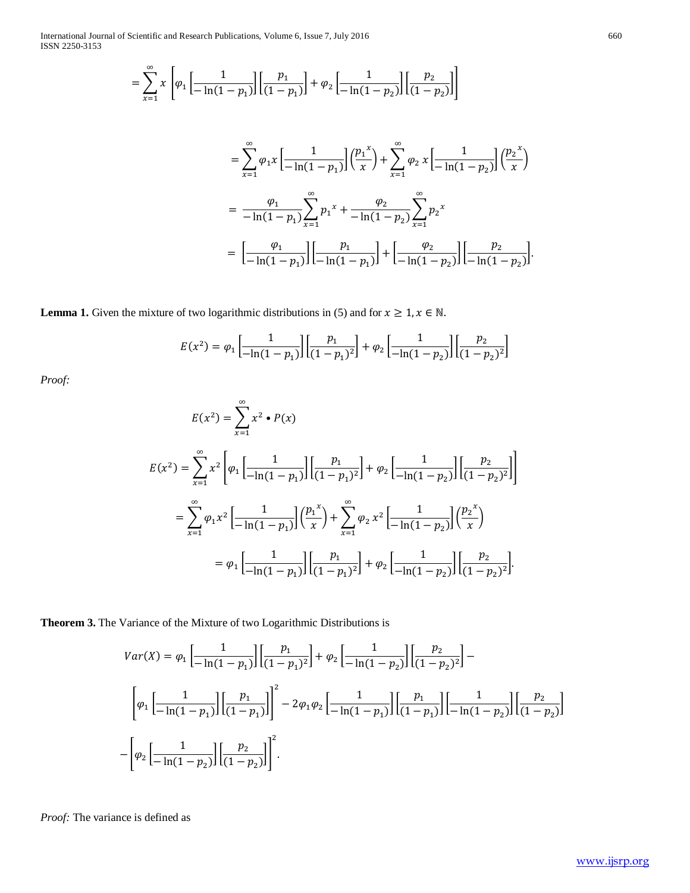$$= \sum_{x=1}^{\infty} x \left[ \varphi_1 \left[\frac{1}{-\ln(1-p_1)}\right]\left[\frac{p_1}{(1-p_1)}\right] + \varphi_2 \left[\frac{1}{-\ln(1-p_2)}\right]\left[\frac{p_2}{(1-p_2)}\right] \right]$$

$$= \sum_{x=1}^{\infty} \varphi_1 x \left[\frac{1}{-\ln(1-p_1)}\right]\left(\frac{{p_1}^x}{x}\right) + \sum_{x=1}^{\infty} \varphi_2\, x \left[\frac{1}{-\ln(1-p_2)}\right]\left(\frac{{p_2}^x}{x}\right)$$

$$= \frac{\varphi_1}{-\ln(1-p_1)} \sum_{x=1}^{\infty} {p_1}^x + \frac{\varphi_2}{-\ln(1-p_2)} \sum_{x=1}^{\infty} {p_2}^x$$

$$= \left[\frac{\varphi_1}{-\ln(1-p_1)}\right]\left[\frac{p_1}{-\ln(1-p_1)}\right] + \left[\frac{\varphi_2}{-\ln(1-p_2)}\right]\left[\frac{p_2}{-\ln(1-p_2)}\right].$$

**Lemma 1.** Given the mixture of two logarithmic distributions in (5) and for $x \geq 1, x \in \mathbb{N}$.

$$E(x^2) = \varphi_1 \left[\frac{1}{-\ln(1-p_1)}\right]\left[\frac{p_1}{(1-p_1)^2}\right] + \varphi_2 \left[\frac{1}{-\ln(1-p_2)}\right]\left[\frac{p_2}{(1-p_2)^2}\right]$$

*Proof:*

$$E(x^2) = \sum_{x=1}^{\infty} x^2 \bullet P(x)$$

$$E(x^2) = \sum_{x=1}^{\infty} x^2 \left[ \varphi_1 \left[\frac{1}{-\ln(1-p_1)}\right]\left[\frac{p_1}{(1-p_1)^2}\right] + \varphi_2 \left[\frac{1}{-\ln(1-p_2)}\right]\left[\frac{p_2}{(1-p_2)^2}\right] \right]$$

$$= \sum_{x=1}^{\infty} \varphi_1 x^2 \left[\frac{1}{-\ln(1-p_1)}\right]\left(\frac{{p_1}^x}{x}\right) + \sum_{x=1}^{\infty} \varphi_2\, x^2 \left[\frac{1}{-\ln(1-p_2)}\right]\left(\frac{{p_2}^x}{x}\right)$$

$$= \varphi_1 \left[\frac{1}{-\ln(1-p_1)}\right]\left[\frac{p_1}{(1-p_1)^2}\right] + \varphi_2 \left[\frac{1}{-\ln(1-p_2)}\right]\left[\frac{p_2}{(1-p_2)^2}\right].$$

**Theorem 3.** The Variance of the Mixture of two Logarithmic Distributions is

$$Var(X) = \varphi_1 \left[\frac{1}{-\ln(1-p_1)}\right]\left[\frac{p_1}{(1-p_1)^2}\right] + \varphi_2 \left[\frac{1}{-\ln(1-p_2)}\right]\left[\frac{p_2}{(1-p_2)^2}\right] -$$

$$\left[\varphi_1 \left[\frac{1}{-\ln(1-p_1)}\right]\left[\frac{p_1}{(1-p_1)}\right]\right]^2 - 2\varphi_1\varphi_2 \left[\frac{1}{-\ln(1-p_1)}\right]\left[\frac{p_1}{(1-p_1)}\right]\left[\frac{1}{-\ln(1-p_2)}\right]\left[\frac{p_2}{(1-p_2)}\right]$$

$$-\left[\varphi_2 \left[\frac{1}{-\ln(1-p_2)}\right]\left[\frac{p_2}{(1-p_2)}\right]\right]^2.$$

*Proof:* The variance is defined as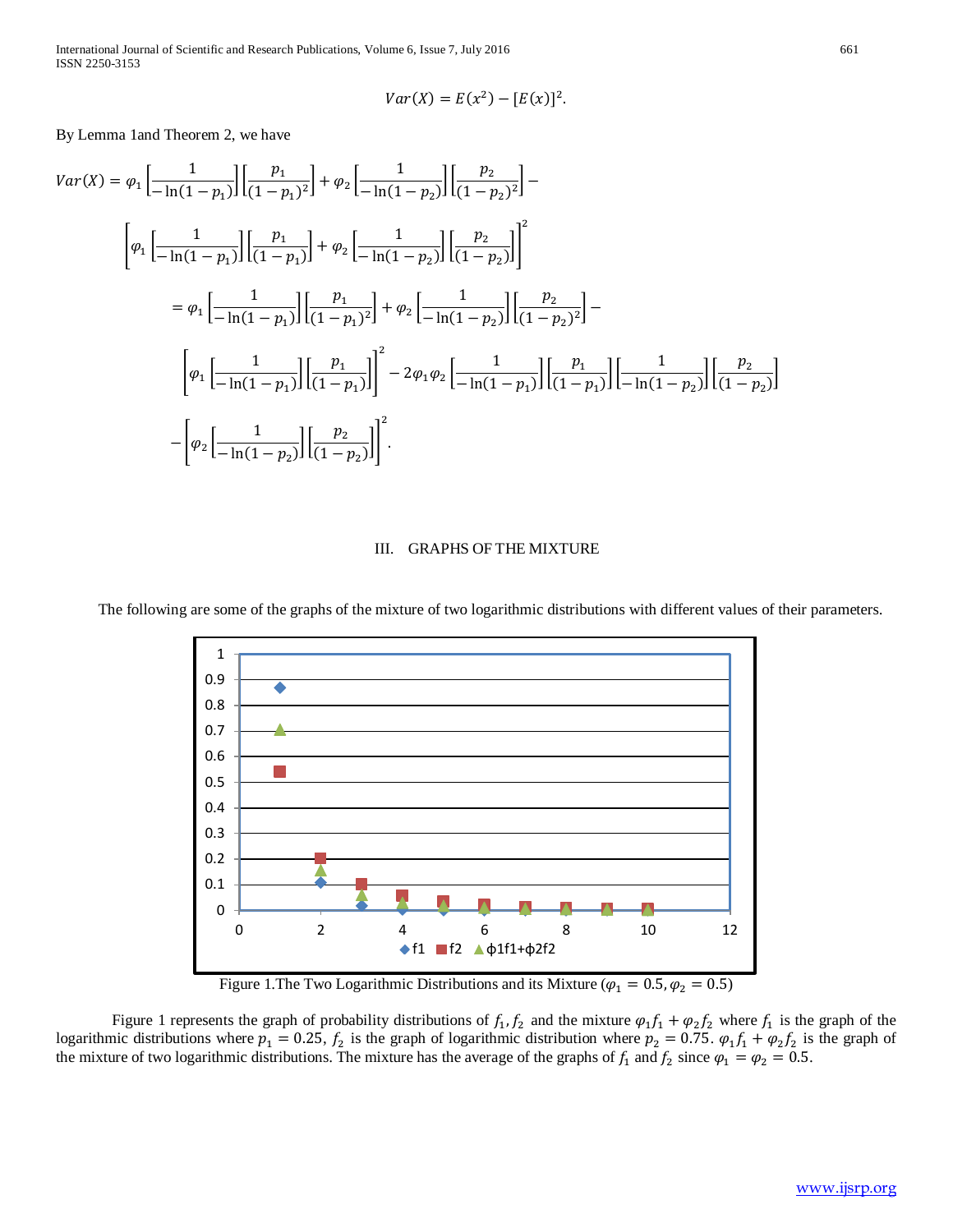$$Var(X) = E(x^2) - [E(x)]^2.$$

By Lemma 1and Theorem 2, we have

$$Var(X) = \varphi_1 \left[\frac{1}{-\ln(1-p_1)}\right]\left[\frac{p_1}{(1-p_1)^2}\right] + \varphi_2 \left[\frac{1}{-\ln(1-p_2)}\right]\left[\frac{p_2}{(1-p_2)^2}\right] -$$

$$\left[\varphi_1 \left[\frac{1}{-\ln(1-p_1)}\right]\left[\frac{p_1}{(1-p_1)}\right] + \varphi_2 \left[\frac{1}{-\ln(1-p_2)}\right]\left[\frac{p_2}{(1-p_2)}\right]\right]^2$$

$$= \varphi_1 \left[\frac{1}{-\ln(1-p_1)}\right]\left[\frac{p_1}{(1-p_1)^2}\right] + \varphi_2 \left[\frac{1}{-\ln(1-p_2)}\right]\left[\frac{p_2}{(1-p_2)^2}\right] -$$

$$\left[\varphi_1 \left[\frac{1}{-\ln(1-p_1)}\right]\left[\frac{p_1}{(1-p_1)}\right]\right]^2 - 2\varphi_1\varphi_2 \left[\frac{1}{-\ln(1-p_1)}\right]\left[\frac{p_1}{(1-p_1)}\right]\left[\frac{1}{-\ln(1-p_2)}\right]\left[\frac{p_2}{(1-p_2)}\right]$$

$$-\left[\varphi_2 \left[\frac{1}{-\ln(1-p_2)}\right]\left[\frac{p_2}{(1-p_2)}\right]\right]^2.$$

## III. GRAPHS OF THE MIXTURE

The following are some of the graphs of the mixture of two logarithmic distributions with different values of their parameters.

Figure 1.The Two Logarithmic Distributions and its Mixture ($\varphi_1 = 0.5, \varphi_2 = 0.5$)

Figure 1 represents the graph of probability distributions of $f_1, f_2$ and the mixture $\varphi_1 f_1 + \varphi_2 f_2$ where $f_1$ is the graph of the logarithmic distributions where $p_1 = 0.25$, $f_2$ is the graph of logarithmic distribution where $p_2 = 0.75$. $\varphi_1 f_1 + \varphi_2 f_2$ is the graph of the mixture of two logarithmic distributions. The mixture has the average of the graphs of $f_1$ and $f_2$ since $\varphi_1 = \varphi_2 = 0.5$.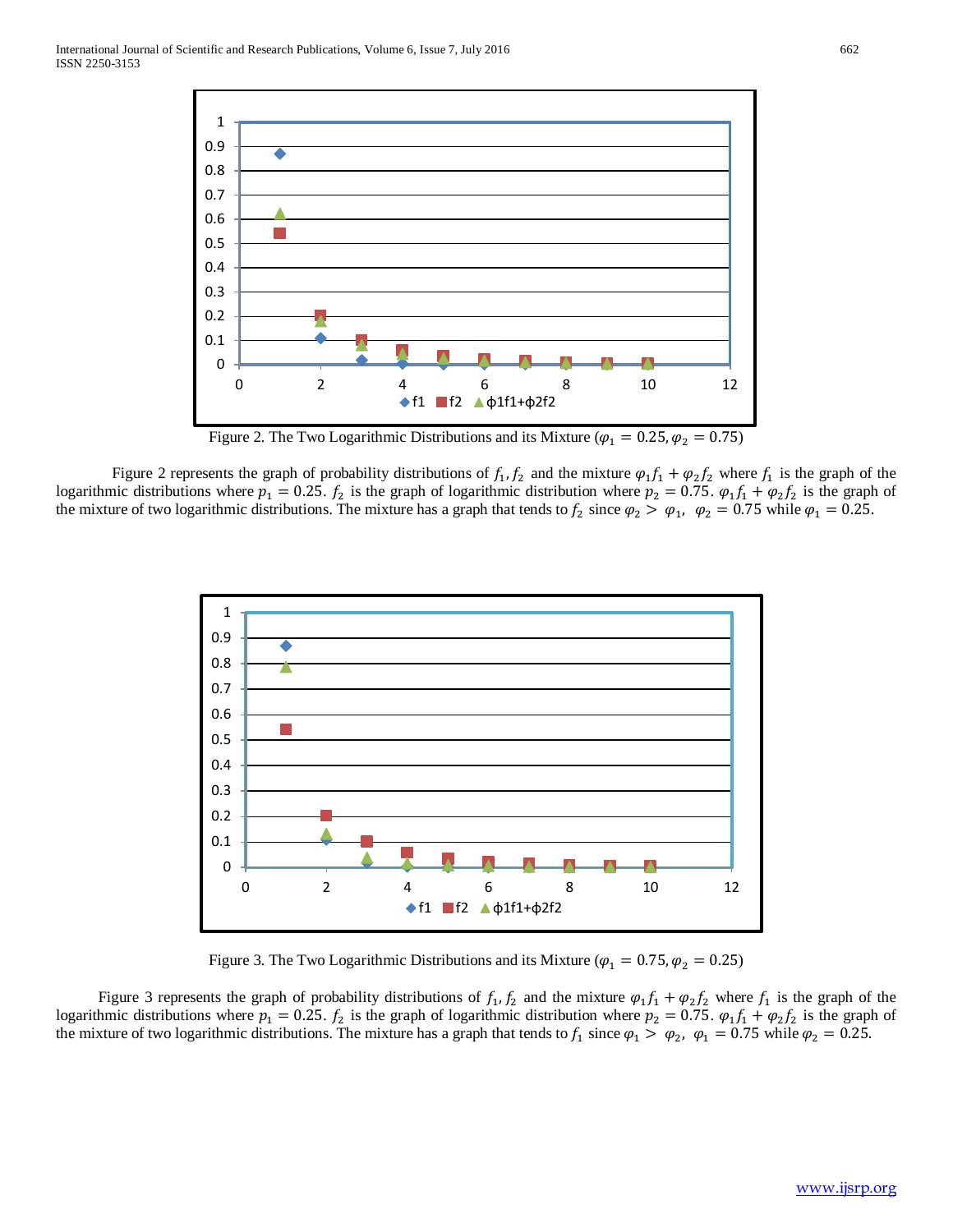Figure 2. The Two Logarithmic Distributions and its Mixture ($\varphi_1 = 0.25, \varphi_2 = 0.75$)

Figure 2 represents the graph of probability distributions of $f_1, f_2$ and the mixture $\varphi_1 f_1 + \varphi_2 f_2$ where $f_1$ is the graph of the logarithmic distributions where $p_1 = 0.25$. $f_2$ is the graph of logarithmic distribution where $p_2 = 0.75$. $\varphi_1 f_1 + \varphi_2 f_2$ is the graph of the mixture of two logarithmic distributions. The mixture has a graph that tends to $f_2$ since $\varphi_2 > \varphi_1$, $\varphi_2 = 0.75$ while $\varphi_1 = 0.25$.

Figure 3. The Two Logarithmic Distributions and its Mixture ($\varphi_1 = 0.75, \varphi_2 = 0.25$)

Figure 3 represents the graph of probability distributions of $f_1, f_2$ and the mixture $\varphi_1 f_1 + \varphi_2 f_2$ where $f_1$ is the graph of the logarithmic distributions where $p_1 = 0.25$. $f_2$ is the graph of logarithmic distribution where $p_2 = 0.75$. $\varphi_1 f_1 + \varphi_2 f_2$ is the graph of the mixture of two logarithmic distributions. The mixture has a graph that tends to $f_1$ since $\varphi_1 > \varphi_2$, $\varphi_1 = 0.75$ while $\varphi_2 = 0.25$.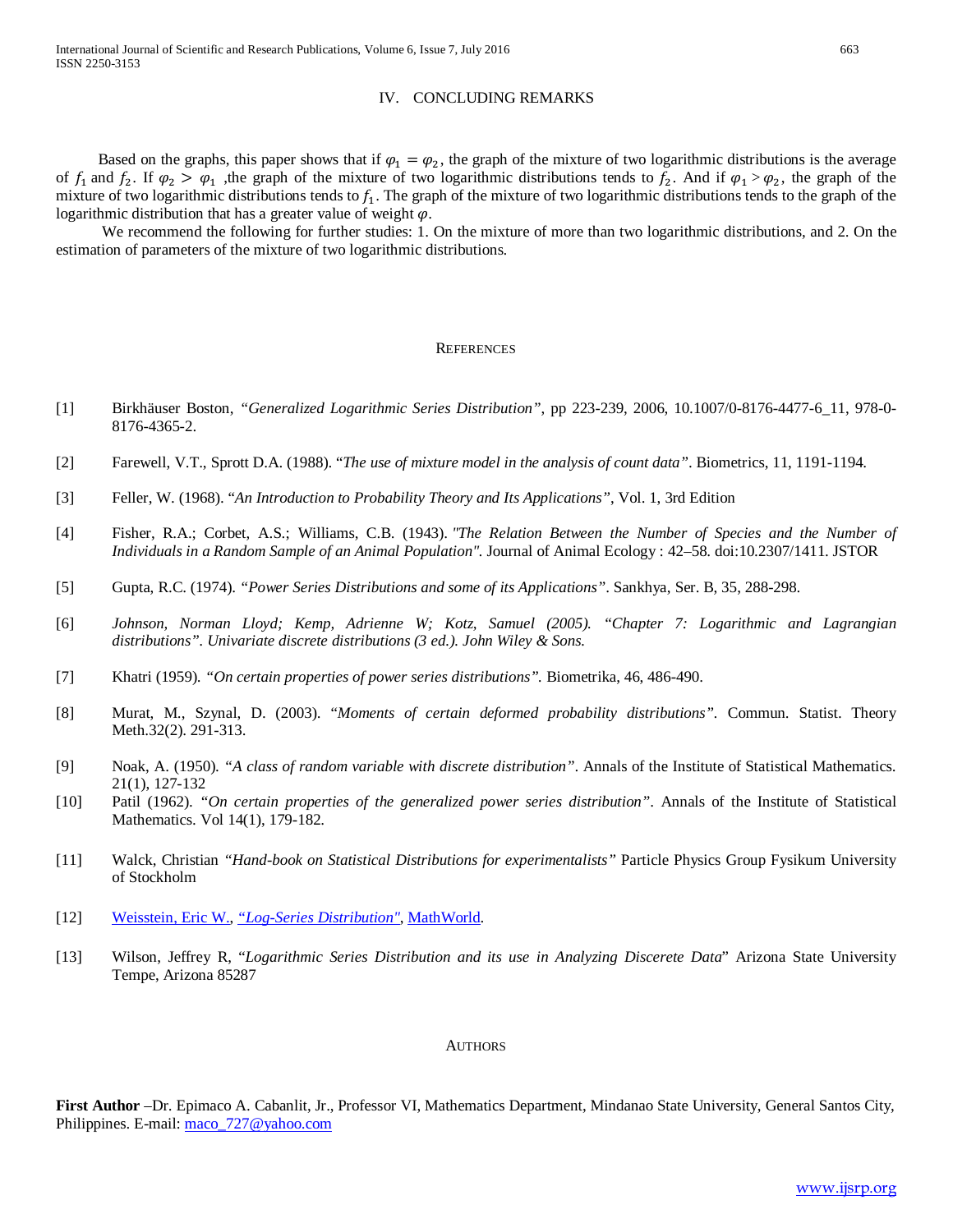## IV. CONCLUDING REMARKS

Based on the graphs, this paper shows that if $\varphi_1 = \varphi_2$, the graph of the mixture of two logarithmic distributions is the average of $f_1$ and $f_2$. If $\varphi_2 > \varphi_1$ ,the graph of the mixture of two logarithmic distributions tends to $f_2$. And if $\varphi_1 > \varphi_2$, the graph of the mixture of two logarithmic distributions tends to $f_1$. The graph of the mixture of two logarithmic distributions tends to the graph of the logarithmic distribution that has a greater value of weight $\varphi$.

We recommend the following for further studies: 1. On the mixture of more than two logarithmic distributions, and 2. On the estimation of parameters of the mixture of two logarithmic distributions.

## REFERENCES

[1] Birkhäuser Boston, *"Generalized Logarithmic Series Distribution"*, pp 223-239, 2006, 10.1007/0-8176-4477-6_11, 978-0-8176-4365-2.

[2] Farewell, V.T., Sprott D.A. (1988). "*The use of mixture model in the analysis of count data"*. Biometrics, 11, 1191-1194.

[3] Feller, W. (1968). "*An Introduction to Probability Theory and Its Applications"*, Vol. 1, 3rd Edition

[4] Fisher, R.A.; Corbet, A.S.; Williams, C.B. (1943). *"The Relation Between the Number of Species and the Number of Individuals in a Random Sample of an Animal Population".* Journal of Animal Ecology : 42–58. doi:10.2307/1411. JSTOR

[5] Gupta, R.C. (1974). *"Power Series Distributions and some of its Applications"*. Sankhya, Ser. B, 35, 288-298.

[6] *Johnson, Norman Lloyd; Kemp, Adrienne W; Kotz, Samuel (2005). "Chapter 7: Logarithmic and Lagrangian distributions". Univariate discrete distributions (3 ed.). John Wiley & Sons.*

[7] Khatri (1959). *"On certain properties of power series distributions".* Biometrika, 46, 486-490.

[8] Murat, M., Szynal, D. (2003). "*Moments of certain deformed probability distributions"*. Commun. Statist. Theory Meth.32(2). 291-313.

[9] Noak, A. (1950). *"A class of random variable with discrete distribution"*. Annals of the Institute of Statistical Mathematics. 21(1), 127-132

[10] Patil (1962). "*On certain properties of the generalized power series distribution"*. Annals of the Institute of Statistical Mathematics. Vol 14(1), 179-182.

[11] Walck, Christian *"Hand-book on Statistical Distributions for experimentalists"* Particle Physics Group Fysikum University of Stockholm

[12] Weisstein, Eric W., *"Log-Series Distribution"*, MathWorld.

[13] Wilson, Jeffrey R, "*Logarithmic Series Distribution and its use in Analyzing Discerete Data*" Arizona State University Tempe, Arizona 85287

## AUTHORS

**First Author** –Dr. Epimaco A. Cabanlit, Jr., Professor VI, Mathematics Department, Mindanao State University, General Santos City, Philippines. E-mail: maco_727@yahoo.com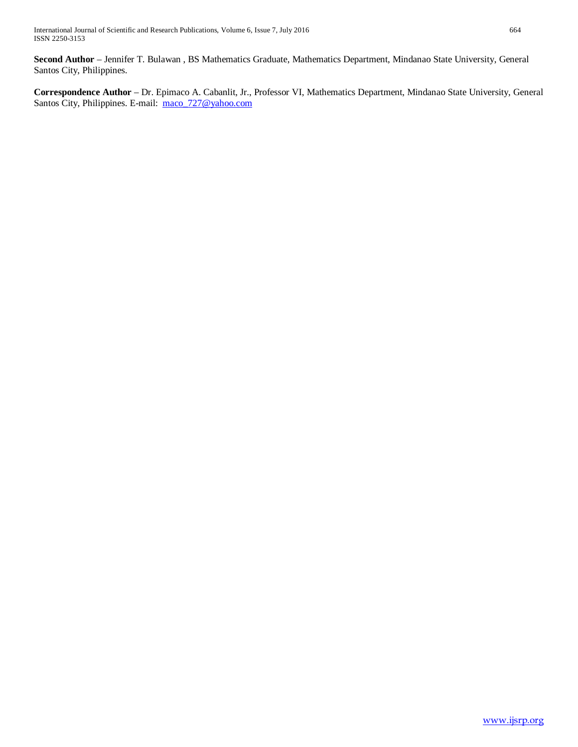**Second Author** – Jennifer T. Bulawan , BS Mathematics Graduate, Mathematics Department, Mindanao State University, General Santos City, Philippines.

**Correspondence Author** – Dr. Epimaco A. Cabanlit, Jr., Professor VI, Mathematics Department, Mindanao State University, General Santos City, Philippines. E-mail: maco_727@yahoo.com